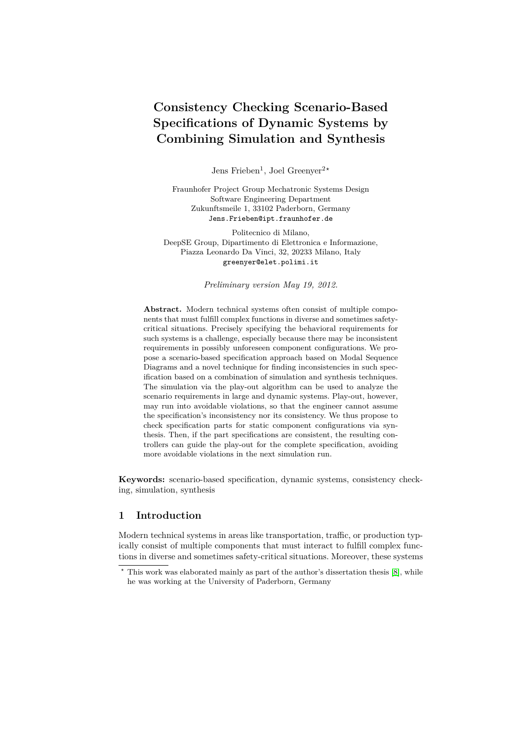# Consistency Checking Scenario-Based Specifications of Dynamic Systems by Combining Simulation and Synthesis

Jens Frieben[1], Joel Greenyer[2*]

Fraunhofer Project Group Mechatronic Systems Design
Software Engineering Department
Zukunftsmeile 1, 33102 Paderborn, Germany
Jens.Frieben@ipt.fraunhofer.de

Politecnico di Milano,
DeepSE Group, Dipartimento di Elettronica e Informazione,
Piazza Leonardo Da Vinci, 32, 20233 Milano, Italy
greenyer@elet.polimi.it

*Preliminary version May 19, 2012.*

**Abstract.** Modern technical systems often consist of multiple components that must fulfill complex functions in diverse and sometimes safety-critical situations. Precisely specifying the behavioral requirements for such systems is a challenge, especially because there may be inconsistent requirements in possibly unforeseen component configurations. We propose a scenario-based specification approach based on Modal Sequence Diagrams and a novel technique for finding inconsistencies in such specification based on a combination of simulation and synthesis techniques. The simulation via the play-out algorithm can be used to analyze the scenario requirements in large and dynamic systems. Play-out, however, may run into avoidable violations, so that the engineer cannot assume the specification's inconsistency nor its consistency. We thus propose to check specification parts for static component configurations via synthesis. Then, if the part specifications are consistent, the resulting controllers can guide the play-out for the complete specification, avoiding more avoidable violations in the next simulation run.

**Keywords:** scenario-based specification, dynamic systems, consistency checking, simulation, synthesis

## 1 Introduction

Modern technical systems in areas like transportation, traffic, or production typically consist of multiple components that must interact to fulfill complex functions in diverse and sometimes safety-critical situations. Moreover, these systems

* This work was elaborated mainly as part of the author's dissertation thesis [8], while he was working at the University of Paderborn, Germany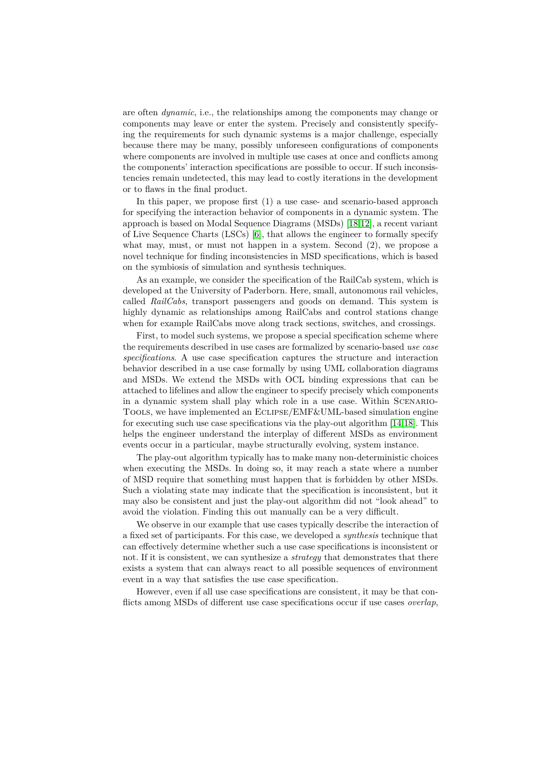are often *dynamic*, i.e., the relationships among the components may change or components may leave or enter the system. Precisely and consistently specifying the requirements for such dynamic systems is a major challenge, especially because there may be many, possibly unforeseen configurations of components where components are involved in multiple use cases at once and conflicts among the components' interaction specifications are possible to occur. If such inconsistencies remain undetected, this may lead to costly iterations in the development or to flaws in the final product.

In this paper, we propose first (1) a use case- and scenario-based approach for specifying the interaction behavior of components in a dynamic system. The approach is based on Modal Sequence Diagrams (MSDs) [18,12], a recent variant of Live Sequence Charts (LSCs) [6], that allows the engineer to formally specify what may, must, or must not happen in a system. Second (2), we propose a novel technique for finding inconsistencies in MSD specifications, which is based on the symbiosis of simulation and synthesis techniques.

As an example, we consider the specification of the RailCab system, which is developed at the University of Paderborn. Here, small, autonomous rail vehicles, called *RailCabs*, transport passengers and goods on demand. This system is highly dynamic as relationships among RailCabs and control stations change when for example RailCabs move along track sections, switches, and crossings.

First, to model such systems, we propose a special specification scheme where the requirements described in use cases are formalized by scenario-based *use case specifications*. A use case specification captures the structure and interaction behavior described in a use case formally by using UML collaboration diagrams and MSDs. We extend the MSDs with OCL binding expressions that can be attached to lifelines and allow the engineer to specify precisely which components in a dynamic system shall play which role in a use case. Within ScenarioTools, we have implemented an Eclipse/EMF&UML-based simulation engine for executing such use case specifications via the play-out algorithm [14,18]. This helps the engineer understand the interplay of different MSDs as environment events occur in a particular, maybe structurally evolving, system instance.

The play-out algorithm typically has to make many non-deterministic choices when executing the MSDs. In doing so, it may reach a state where a number of MSD require that something must happen that is forbidden by other MSDs. Such a violating state may indicate that the specification is inconsistent, but it may also be consistent and just the play-out algorithm did not "look ahead" to avoid the violation. Finding this out manually can be a very difficult.

We observe in our example that use cases typically describe the interaction of a fixed set of participants. For this case, we developed a *synthesis* technique that can effectively determine whether such a use case specifications is inconsistent or not. If it is consistent, we can synthesize a *strategy* that demonstrates that there exists a system that can always react to all possible sequences of environment event in a way that satisfies the use case specification.

However, even if all use case specifications are consistent, it may be that conflicts among MSDs of different use case specifications occur if use cases *overlap*,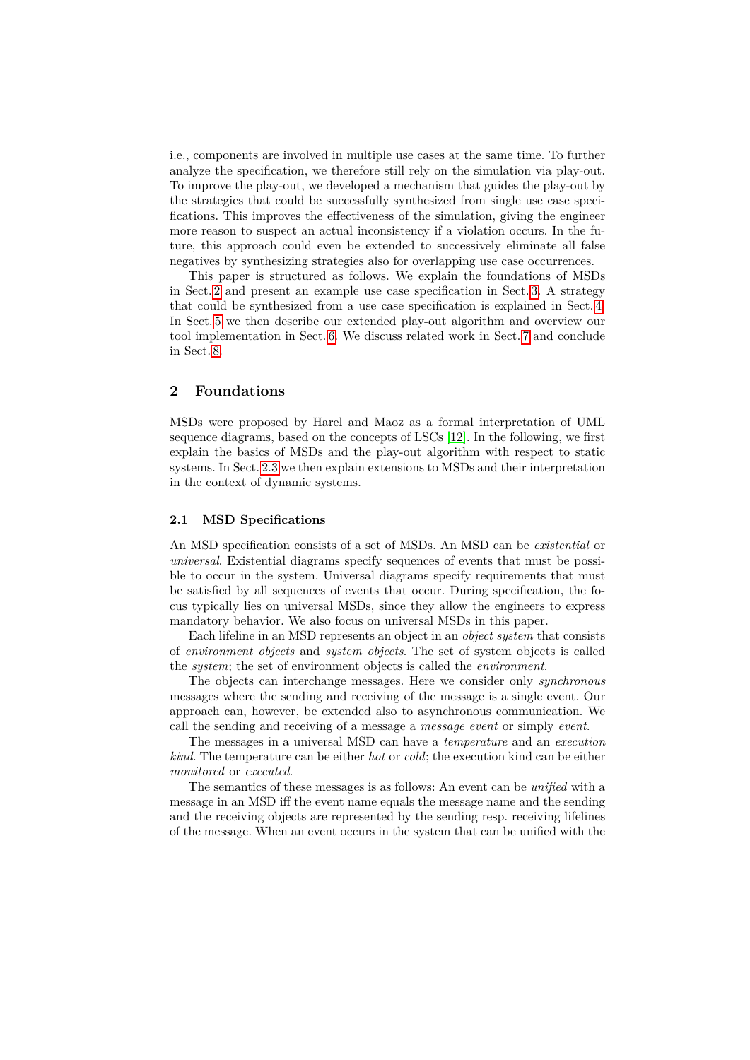i.e., components are involved in multiple use cases at the same time. To further analyze the specification, we therefore still rely on the simulation via play-out. To improve the play-out, we developed a mechanism that guides the play-out by the strategies that could be successfully synthesized from single use case specifications. This improves the effectiveness of the simulation, giving the engineer more reason to suspect an actual inconsistency if a violation occurs. In the future, this approach could even be extended to successively eliminate all false negatives by synthesizing strategies also for overlapping use case occurrences.

This paper is structured as follows. We explain the foundations of MSDs in Sect. 2 and present an example use case specification in Sect. 3. A strategy that could be synthesized from a use case specification is explained in Sect. 4. In Sect. 5 we then describe our extended play-out algorithm and overview our tool implementation in Sect. 6. We discuss related work in Sect. 7 and conclude in Sect. 8.

## 2 Foundations

MSDs were proposed by Harel and Maoz as a formal interpretation of UML sequence diagrams, based on the concepts of LSCs [12]. In the following, we first explain the basics of MSDs and the play-out algorithm with respect to static systems. In Sect. 2.3 we then explain extensions to MSDs and their interpretation in the context of dynamic systems.

### 2.1 MSD Specifications

An MSD specification consists of a set of MSDs. An MSD can be *existential* or *universal*. Existential diagrams specify sequences of events that must be possible to occur in the system. Universal diagrams specify requirements that must be satisfied by all sequences of events that occur. During specification, the focus typically lies on universal MSDs, since they allow the engineers to express mandatory behavior. We also focus on universal MSDs in this paper.

Each lifeline in an MSD represents an object in an *object system* that consists of *environment objects* and *system objects*. The set of system objects is called the *system*; the set of environment objects is called the *environment*.

The objects can interchange messages. Here we consider only *synchronous* messages where the sending and receiving of the message is a single event. Our approach can, however, be extended also to asynchronous communication. We call the sending and receiving of a message a *message event* or simply *event*.

The messages in a universal MSD can have a *temperature* and an *execution kind*. The temperature can be either *hot* or *cold*; the execution kind can be either *monitored* or *executed*.

The semantics of these messages is as follows: An event can be *unified* with a message in an MSD iff the event name equals the message name and the sending and the receiving objects are represented by the sending resp. receiving lifelines of the message. When an event occurs in the system that can be unified with the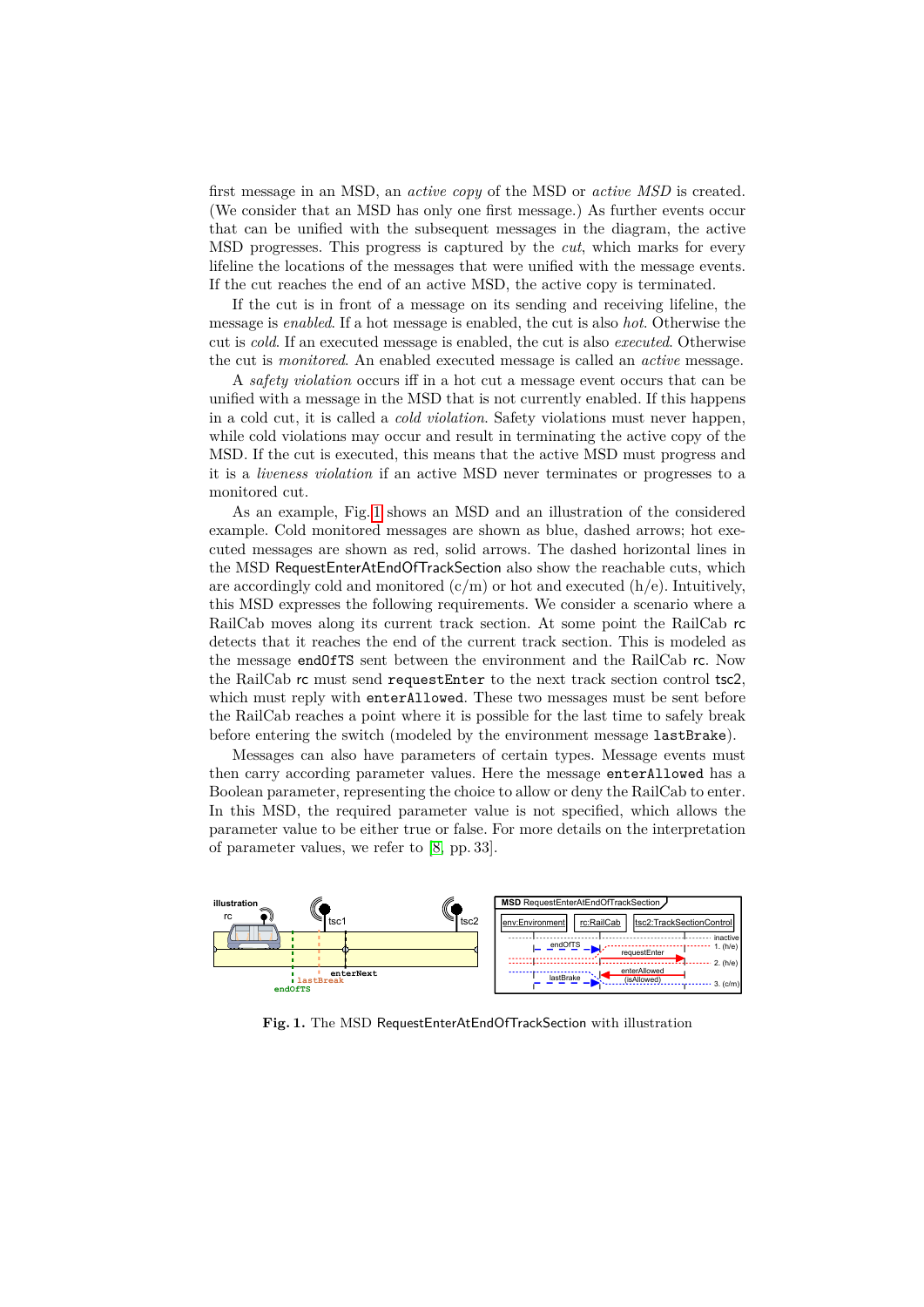first message in an MSD, an *active copy* of the MSD or *active MSD* is created. (We consider that an MSD has only one first message.) As further events occur that can be unified with the subsequent messages in the diagram, the active MSD progresses. This progress is captured by the *cut*, which marks for every lifeline the locations of the messages that were unified with the message events. If the cut reaches the end of an active MSD, the active copy is terminated.

If the cut is in front of a message on its sending and receiving lifeline, the message is *enabled*. If a hot message is enabled, the cut is also *hot*. Otherwise the cut is *cold*. If an executed message is enabled, the cut is also *executed*. Otherwise the cut is *monitored*. An enabled executed message is called an *active* message.

A *safety violation* occurs iff in a hot cut a message event occurs that can be unified with a message in the MSD that is not currently enabled. If this happens in a cold cut, it is called a *cold violation*. Safety violations must never happen, while cold violations may occur and result in terminating the active copy of the MSD. If the cut is executed, this means that the active MSD must progress and it is a *liveness violation* if an active MSD never terminates or progresses to a monitored cut.

As an example, Fig. 1 shows an MSD and an illustration of the considered example. Cold monitored messages are shown as blue, dashed arrows; hot executed messages are shown as red, solid arrows. The dashed horizontal lines in the MSD RequestEnterAtEndOfTrackSection also show the reachable cuts, which are accordingly cold and monitored (c/m) or hot and executed (h/e). Intuitively, this MSD expresses the following requirements. We consider a scenario where a RailCab moves along its current track section. At some point the RailCab rc detects that it reaches the end of the current track section. This is modeled as the message `endOfTS` sent between the environment and the RailCab rc. Now the RailCab rc must send `requestEnter` to the next track section control tsc2, which must reply with `enterAllowed`. These two messages must be sent before the RailCab reaches a point where it is possible for the last time to safely break before entering the switch (modeled by the environment message `lastBrake`).

Messages can also have parameters of certain types. Message events must then carry according parameter values. Here the message `enterAllowed` has a Boolean parameter, representing the choice to allow or deny the RailCab to enter. In this MSD, the required parameter value is not specified, which allows the parameter value to be either true or false. For more details on the interpretation of parameter values, we refer to [8, pp. 33].

illustration
rc
tsc1
tsc2
enterNext
lastBreak
endOfTS

MSD RequestEnterAtEndOfTrackSection
env:Environment
rc:RailCab
tsc2:TrackSectionControl
endOfTS
requestEnter
enterAllowed
(isAllowed)
lastBrake
inactive
1. (h/e)
2. (h/e)
3. (c/m)

**Fig. 1.** The MSD RequestEnterAtEndOfTrackSection with illustration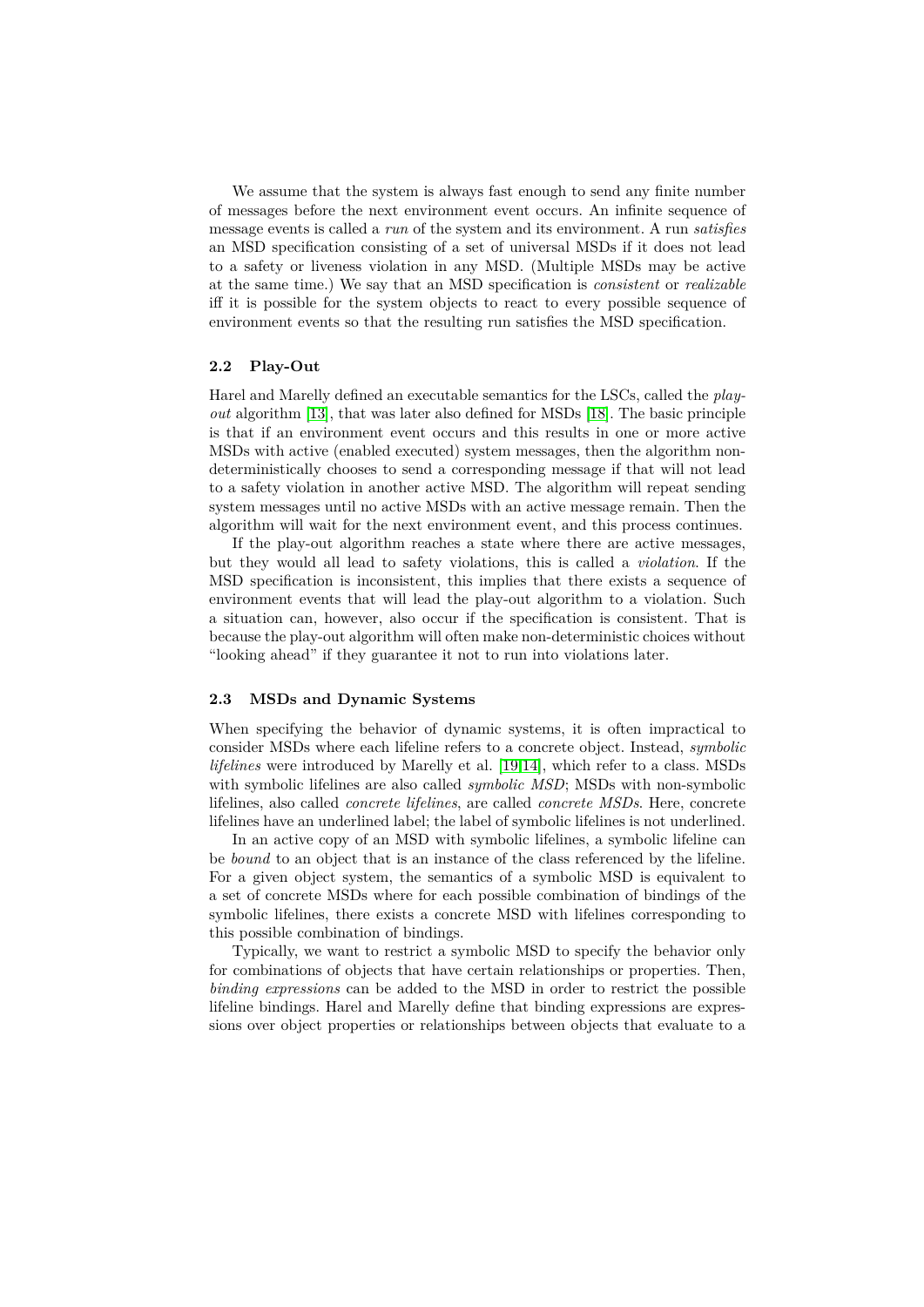We assume that the system is always fast enough to send any finite number of messages before the next environment event occurs. An infinite sequence of message events is called a *run* of the system and its environment. A run *satisfies* an MSD specification consisting of a set of universal MSDs if it does not lead to a safety or liveness violation in any MSD. (Multiple MSDs may be active at the same time.) We say that an MSD specification is *consistent* or *realizable* iff it is possible for the system objects to react to every possible sequence of environment events so that the resulting run satisfies the MSD specification.

### 2.2 Play-Out

Harel and Marelly defined an executable semantics for the LSCs, called the *play-out* algorithm [13], that was later also defined for MSDs [18]. The basic principle is that if an environment event occurs and this results in one or more active MSDs with active (enabled executed) system messages, then the algorithm non-deterministically chooses to send a corresponding message if that will not lead to a safety violation in another active MSD. The algorithm will repeat sending system messages until no active MSDs with an active message remain. Then the algorithm will wait for the next environment event, and this process continues.

If the play-out algorithm reaches a state where there are active messages, but they would all lead to safety violations, this is called a *violation*. If the MSD specification is inconsistent, this implies that there exists a sequence of environment events that will lead the play-out algorithm to a violation. Such a situation can, however, also occur if the specification is consistent. That is because the play-out algorithm will often make non-deterministic choices without "looking ahead" if they guarantee it not to run into violations later.

### 2.3 MSDs and Dynamic Systems

When specifying the behavior of dynamic systems, it is often impractical to consider MSDs where each lifeline refers to a concrete object. Instead, *symbolic lifelines* were introduced by Marelly et al. [19,14], which refer to a class. MSDs with symbolic lifelines are also called *symbolic MSD*; MSDs with non-symbolic lifelines, also called *concrete lifelines*, are called *concrete MSDs*. Here, concrete lifelines have an underlined label; the label of symbolic lifelines is not underlined.

In an active copy of an MSD with symbolic lifelines, a symbolic lifeline can be *bound* to an object that is an instance of the class referenced by the lifeline. For a given object system, the semantics of a symbolic MSD is equivalent to a set of concrete MSDs where for each possible combination of bindings of the symbolic lifelines, there exists a concrete MSD with lifelines corresponding to this possible combination of bindings.

Typically, we want to restrict a symbolic MSD to specify the behavior only for combinations of objects that have certain relationships or properties. Then, *binding expressions* can be added to the MSD in order to restrict the possible lifeline bindings. Harel and Marelly define that binding expressions are expressions over object properties or relationships between objects that evaluate to a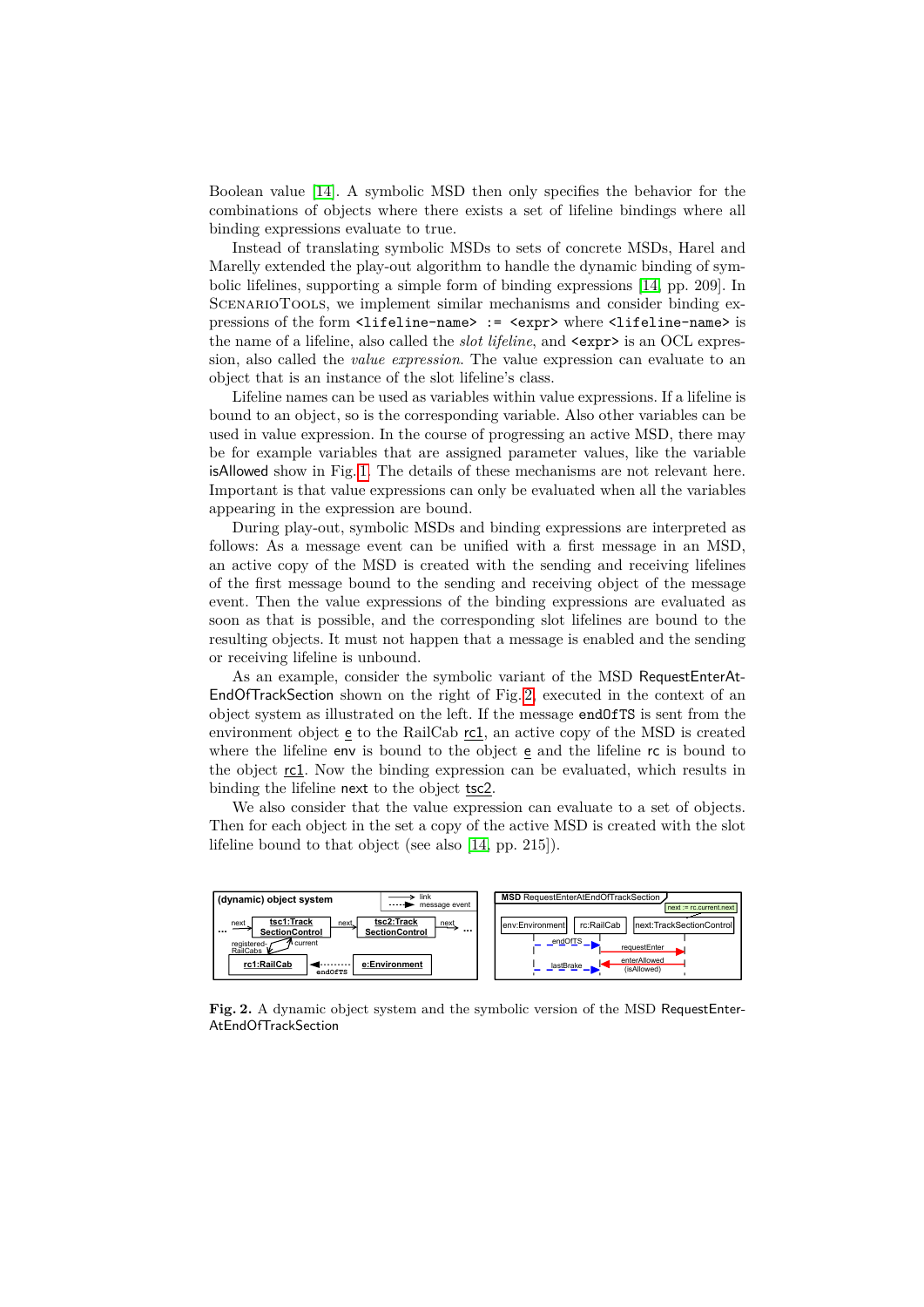Boolean value [14]. A symbolic MSD then only specifies the behavior for the combinations of objects where there exists a set of lifeline bindings where all binding expressions evaluate to true.

Instead of translating symbolic MSDs to sets of concrete MSDs, Harel and Marelly extended the play-out algorithm to handle the dynamic binding of symbolic lifelines, supporting a simple form of binding expressions [14, pp. 209]. In ScenarioTools, we implement similar mechanisms and consider binding expressions of the form `<lifeline-name> := <expr>` where `<lifeline-name>` is the name of a lifeline, also called the *slot lifeline*, and `<expr>` is an OCL expression, also called the *value expression*. The value expression can evaluate to an object that is an instance of the slot lifeline's class.

Lifeline names can be used as variables within value expressions. If a lifeline is bound to an object, so is the corresponding variable. Also other variables can be used in value expression. In the course of progressing an active MSD, there may be for example variables that are assigned parameter values, like the variable isAllowed show in Fig. 1. The details of these mechanisms are not relevant here. Important is that value expressions can only be evaluated when all the variables appearing in the expression are bound.

During play-out, symbolic MSDs and binding expressions are interpreted as follows: As a message event can be unified with a first message in an MSD, an active copy of the MSD is created with the sending and receiving lifelines of the first message bound to the sending and receiving object of the message event. Then the value expressions of the binding expressions are evaluated as soon as that is possible, and the corresponding slot lifelines are bound to the resulting objects. It must not happen that a message is enabled and the sending or receiving lifeline is unbound.

As an example, consider the symbolic variant of the MSD RequestEnterAtEndOfTrackSection shown on the right of Fig. 2, executed in the context of an object system as illustrated on the left. If the message `endOfTS` is sent from the environment object e to the RailCab rc1, an active copy of the MSD is created where the lifeline env is bound to the object e and the lifeline rc is bound to the object rc1. Now the binding expression can be evaluated, which results in binding the lifeline next to the object tsc2.

We also consider that the value expression can evaluate to a set of objects. Then for each object in the set a copy of the active MSD is created with the slot lifeline bound to that object (see also [14, pp. 215]).

**Fig. 2.** A dynamic object system and the symbolic version of the MSD RequestEnterAtEndOfTrackSection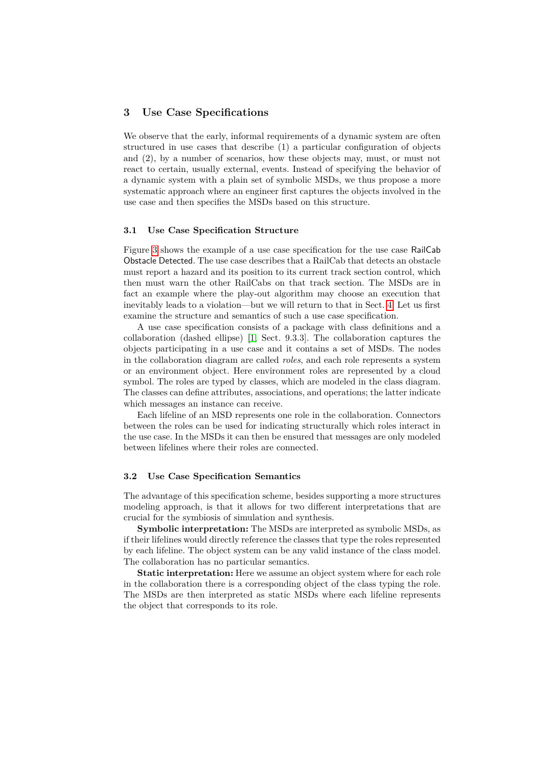## 3 Use Case Specifications

We observe that the early, informal requirements of a dynamic system are often structured in use cases that describe (1) a particular configuration of objects and (2), by a number of scenarios, how these objects may, must, or must not react to certain, usually external, events. Instead of specifying the behavior of a dynamic system with a plain set of symbolic MSDs, we thus propose a more systematic approach where an engineer first captures the objects involved in the use case and then specifies the MSDs based on this structure.

### 3.1 Use Case Specification Structure

Figure 3 shows the example of a use case specification for the use case RailCab Obstacle Detected. The use case describes that a RailCab that detects an obstacle must report a hazard and its position to its current track section control, which then must warn the other RailCabs on that track section. The MSDs are in fact an example where the play-out algorithm may choose an execution that inevitably leads to a violation—but we will return to that in Sect. 4. Let us first examine the structure and semantics of such a use case specification.

A use case specification consists of a package with class definitions and a collaboration (dashed ellipse) [1, Sect. 9.3.3]. The collaboration captures the objects participating in a use case and it contains a set of MSDs. The nodes in the collaboration diagram are called *roles*, and each role represents a system or an environment object. Here environment roles are represented by a cloud symbol. The roles are typed by classes, which are modeled in the class diagram. The classes can define attributes, associations, and operations; the latter indicate which messages an instance can receive.

Each lifeline of an MSD represents one role in the collaboration. Connectors between the roles can be used for indicating structurally which roles interact in the use case. In the MSDs it can then be ensured that messages are only modeled between lifelines where their roles are connected.

### 3.2 Use Case Specification Semantics

The advantage of this specification scheme, besides supporting a more structures modeling approach, is that it allows for two different interpretations that are crucial for the symbiosis of simulation and synthesis.

**Symbolic interpretation:** The MSDs are interpreted as symbolic MSDs, as if their lifelines would directly reference the classes that type the roles represented by each lifeline. The object system can be any valid instance of the class model. The collaboration has no particular semantics.

**Static interpretation:** Here we assume an object system where for each role in the collaboration there is a corresponding object of the class typing the role. The MSDs are then interpreted as static MSDs where each lifeline represents the object that corresponds to its role.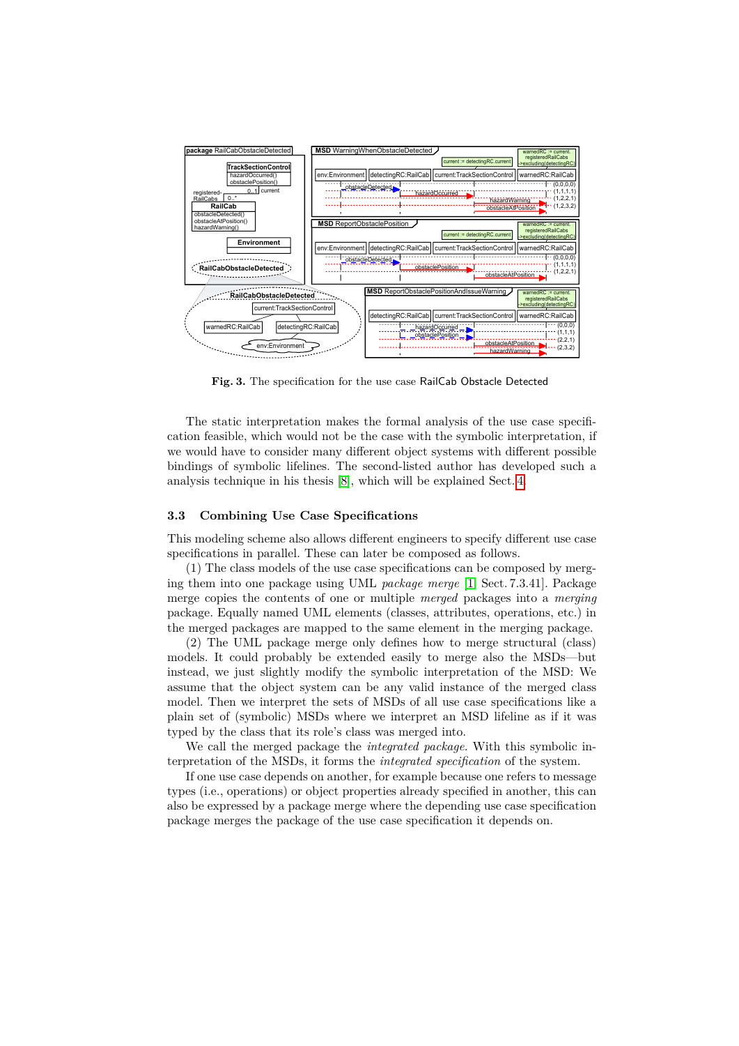**Fig. 3.** The specification for the use case RailCab Obstacle Detected

The static interpretation makes the formal analysis of the use case specification feasible, which would not be the case with the symbolic interpretation, if we would have to consider many different object systems with different possible bindings of symbolic lifelines. The second-listed author has developed such a analysis technique in his thesis [8], which will be explained Sect. 4.

### 3.3 Combining Use Case Specifications

This modeling scheme also allows different engineers to specify different use case specifications in parallel. These can later be composed as follows.

(1) The class models of the use case specifications can be composed by merging them into one package using UML *package merge* [1, Sect. 7.3.41]. Package merge copies the contents of one or multiple *merged* packages into a *merging* package. Equally named UML elements (classes, attributes, operations, etc.) in the merged packages are mapped to the same element in the merging package.

(2) The UML package merge only defines how to merge structural (class) models. It could probably be extended easily to merge also the MSDs—but instead, we just slightly modify the symbolic interpretation of the MSD: We assume that the object system can be any valid instance of the merged class model. Then we interpret the sets of MSDs of all use case specifications like a plain set of (symbolic) MSDs where we interpret an MSD lifeline as if it was typed by the class that its role's class was merged into.

We call the merged package the *integrated package*. With this symbolic interpretation of the MSDs, it forms the *integrated specification* of the system.

If one use case depends on another, for example because one refers to message types (i.e., operations) or object properties already specified in another, this can also be expressed by a package merge where the depending use case specification package merges the package of the use case specification it depends on.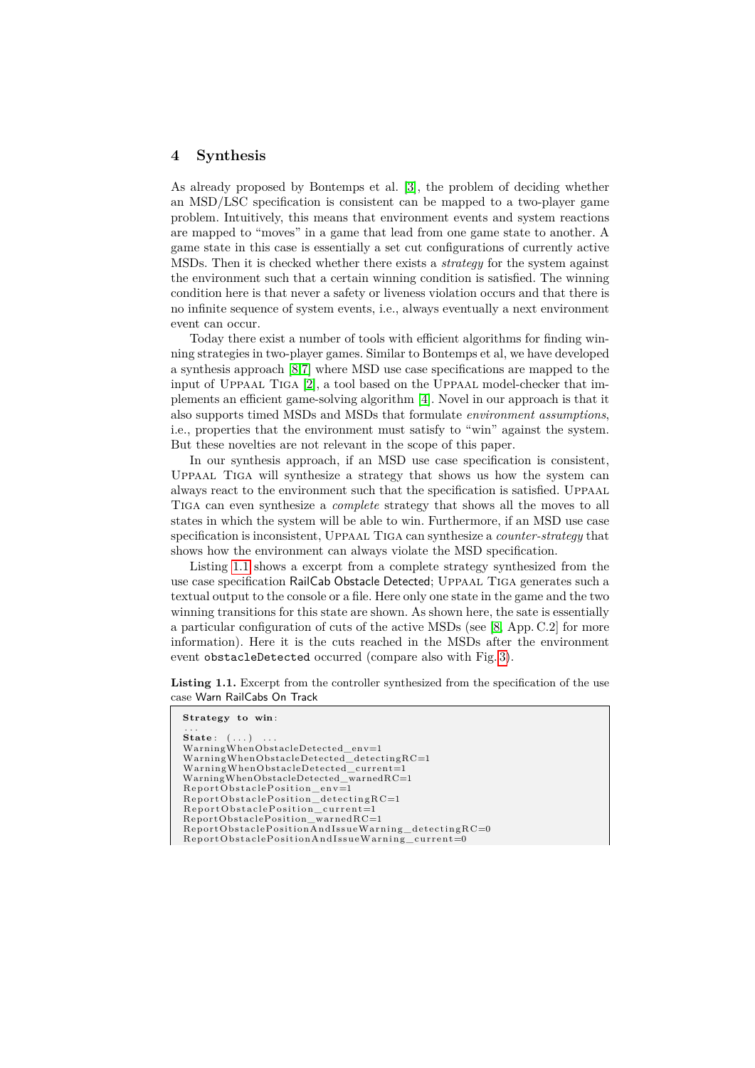## 4 Synthesis

As already proposed by Bontemps et al. [3], the problem of deciding whether an MSD/LSC specification is consistent can be mapped to a two-player game problem. Intuitively, this means that environment events and system reactions are mapped to "moves" in a game that lead from one game state to another. A game state in this case is essentially a set cut configurations of currently active MSDs. Then it is checked whether there exists a *strategy* for the system against the environment such that a certain winning condition is satisfied. The winning condition here is that never a safety or liveness violation occurs and that there is no infinite sequence of system events, i.e., always eventually a next environment event can occur.

Today there exist a number of tools with efficient algorithms for finding winning strategies in two-player games. Similar to Bontemps et al, we have developed a synthesis approach [8,7] where MSD use case specifications are mapped to the input of Uppaal Tiga [2], a tool based on the Uppaal model-checker that implements an efficient game-solving algorithm [4]. Novel in our approach is that it also supports timed MSDs and MSDs that formulate *environment assumptions*, i.e., properties that the environment must satisfy to "win" against the system. But these novelties are not relevant in the scope of this paper.

In our synthesis approach, if an MSD use case specification is consistent, Uppaal Tiga will synthesize a strategy that shows us how the system can always react to the environment such that the specification is satisfied. Uppaal Tiga can even synthesize a *complete* strategy that shows all the moves to all states in which the system will be able to win. Furthermore, if an MSD use case specification is inconsistent, Uppaal Tiga can synthesize a *counter-strategy* that shows how the environment can always violate the MSD specification.

Listing 1.1 shows a excerpt from a complete strategy synthesized from the use case specification RailCab Obstacle Detected; Uppaal Tiga generates such a textual output to the console or a file. Here only one state in the game and the two winning transitions for this state are shown. As shown here, the sate is essentially a particular configuration of cuts of the active MSDs (see [8, App. C.2] for more information). Here it is the cuts reached in the MSDs after the environment event `obstacleDetected` occurred (compare also with Fig. 3).

**Listing 1.1.** Excerpt from the controller synthesized from the specification of the use case Warn RailCabs On Track

```
Strategy to win:
...
State: (...) ...
WarningWhenObstacleDetected_env=1
WarningWhenObstacleDetected_detectingRC=1
WarningWhenObstacleDetected_current=1
WarningWhenObstacleDetected_warnedRC=1
ReportObstaclePosition_env=1
ReportObstaclePosition_detectingRC=1
ReportObstaclePosition_current=1
ReportObstaclePosition_warnedRC=1
ReportObstaclePositionAndIssueWarning_detectingRC=0
ReportObstaclePositionAndIssueWarning_current=0
```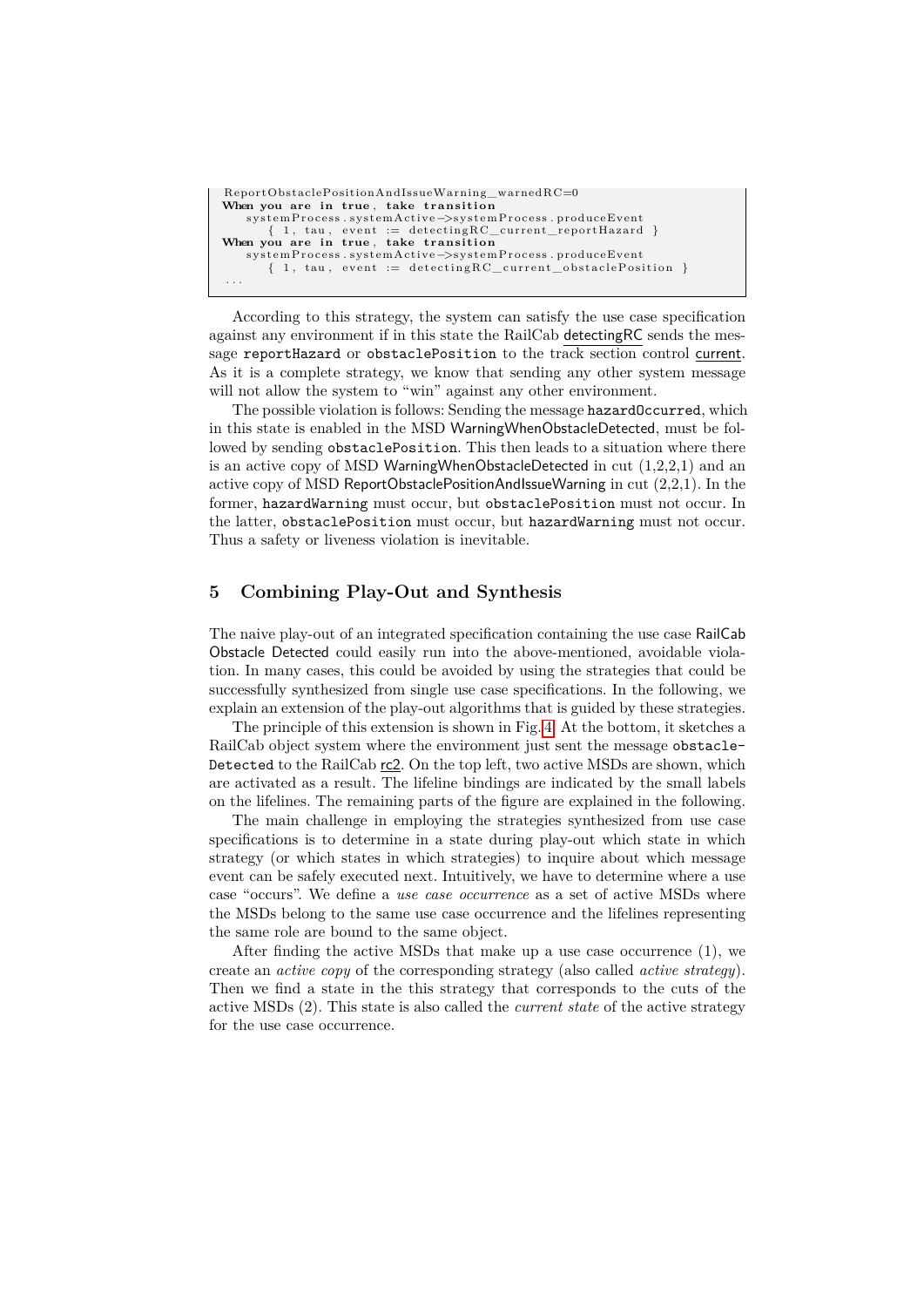```
ReportObstaclePositionAndIssueWarning_warnedRC=0
When you are in true, take transition
    systemProcess.systemActive->systemProcess.produceEvent
      { 1, tau, event := detectingRC_current_reportHazard }
When you are in true, take transition
    systemProcess.systemActive->systemProcess.produceEvent
      { 1, tau, event := detectingRC_current_obstaclePosition }
...
```

According to this strategy, the system can satisfy the use case specification against any environment if in this state the RailCab detectingRC sends the message reportHazard or obstaclePosition to the track section control current. As it is a complete strategy, we know that sending any other system message will not allow the system to "win" against any other environment.

The possible violation is follows: Sending the message hazardOccurred, which in this state is enabled in the MSD WarningWhenObstacleDetected, must be followed by sending obstaclePosition. This then leads to a situation where there is an active copy of MSD WarningWhenObstacleDetected in cut (1,2,2,1) and an active copy of MSD ReportObstaclePositionAndIssueWarning in cut (2,2,1). In the former, hazardWarning must occur, but obstaclePosition must not occur. In the latter, obstaclePosition must occur, but hazardWarning must not occur. Thus a safety or liveness violation is inevitable.

## 5 Combining Play-Out and Synthesis

The naive play-out of an integrated specification containing the use case RailCab Obstacle Detected could easily run into the above-mentioned, avoidable violation. In many cases, this could be avoided by using the strategies that could be successfully synthesized from single use case specifications. In the following, we explain an extension of the play-out algorithms that is guided by these strategies.

The principle of this extension is shown in Fig. 4. At the bottom, it sketches a RailCab object system where the environment just sent the message obstacleDetected to the RailCab rc2. On the top left, two active MSDs are shown, which are activated as a result. The lifeline bindings are indicated by the small labels on the lifelines. The remaining parts of the figure are explained in the following.

The main challenge in employing the strategies synthesized from use case specifications is to determine in a state during play-out which state in which strategy (or which states in which strategies) to inquire about which message event can be safely executed next. Intuitively, we have to determine where a use case "occurs". We define a *use case occurrence* as a set of active MSDs where the MSDs belong to the same use case occurrence and the lifelines representing the same role are bound to the same object.

After finding the active MSDs that make up a use case occurrence (1), we create an *active copy* of the corresponding strategy (also called *active strategy*). Then we find a state in the this strategy that corresponds to the cuts of the active MSDs (2). This state is also called the *current state* of the active strategy for the use case occurrence.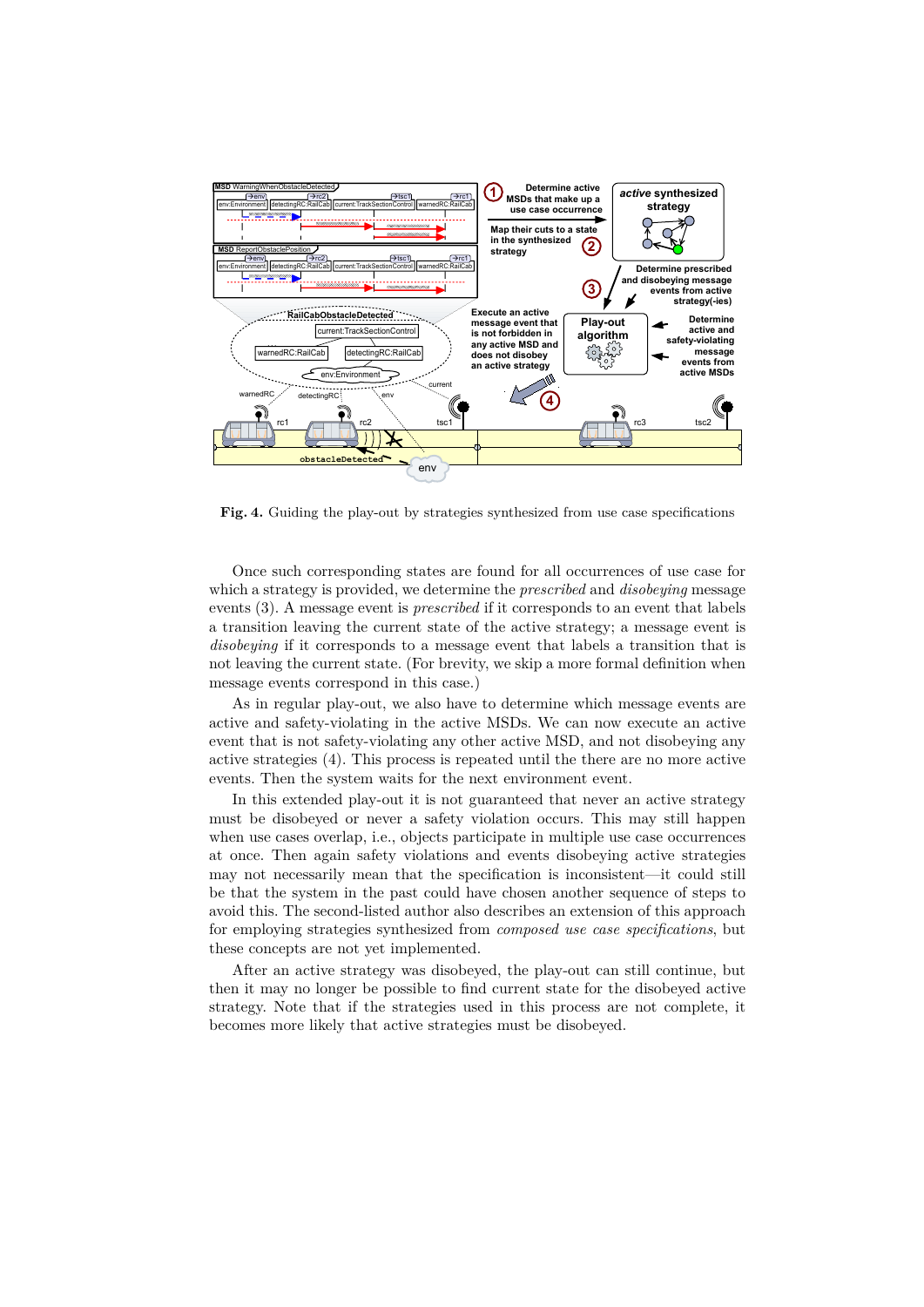**Fig. 4.** Guiding the play-out by strategies synthesized from use case specifications

Once such corresponding states are found for all occurrences of use case for which a strategy is provided, we determine the *prescribed* and *disobeying* message events (3). A message event is *prescribed* if it corresponds to an event that labels a transition leaving the current state of the active strategy; a message event is *disobeying* if it corresponds to a message event that labels a transition that is not leaving the current state. (For brevity, we skip a more formal definition when message events correspond in this case.)

As in regular play-out, we also have to determine which message events are active and safety-violating in the active MSDs. We can now execute an active event that is not safety-violating any other active MSD, and not disobeying any active strategies (4). This process is repeated until the there are no more active events. Then the system waits for the next environment event.

In this extended play-out it is not guaranteed that never an active strategy must be disobeyed or never a safety violation occurs. This may still happen when use cases overlap, i.e., objects participate in multiple use case occurrences at once. Then again safety violations and events disobeying active strategies may not necessarily mean that the specification is inconsistent—it could still be that the system in the past could have chosen another sequence of steps to avoid this. The second-listed author also describes an extension of this approach for employing strategies synthesized from *composed use case specifications*, but these concepts are not yet implemented.

After an active strategy was disobeyed, the play-out can still continue, but then it may no longer be possible to find current state for the disobeyed active strategy. Note that if the strategies used in this process are not complete, it becomes more likely that active strategies must be disobeyed.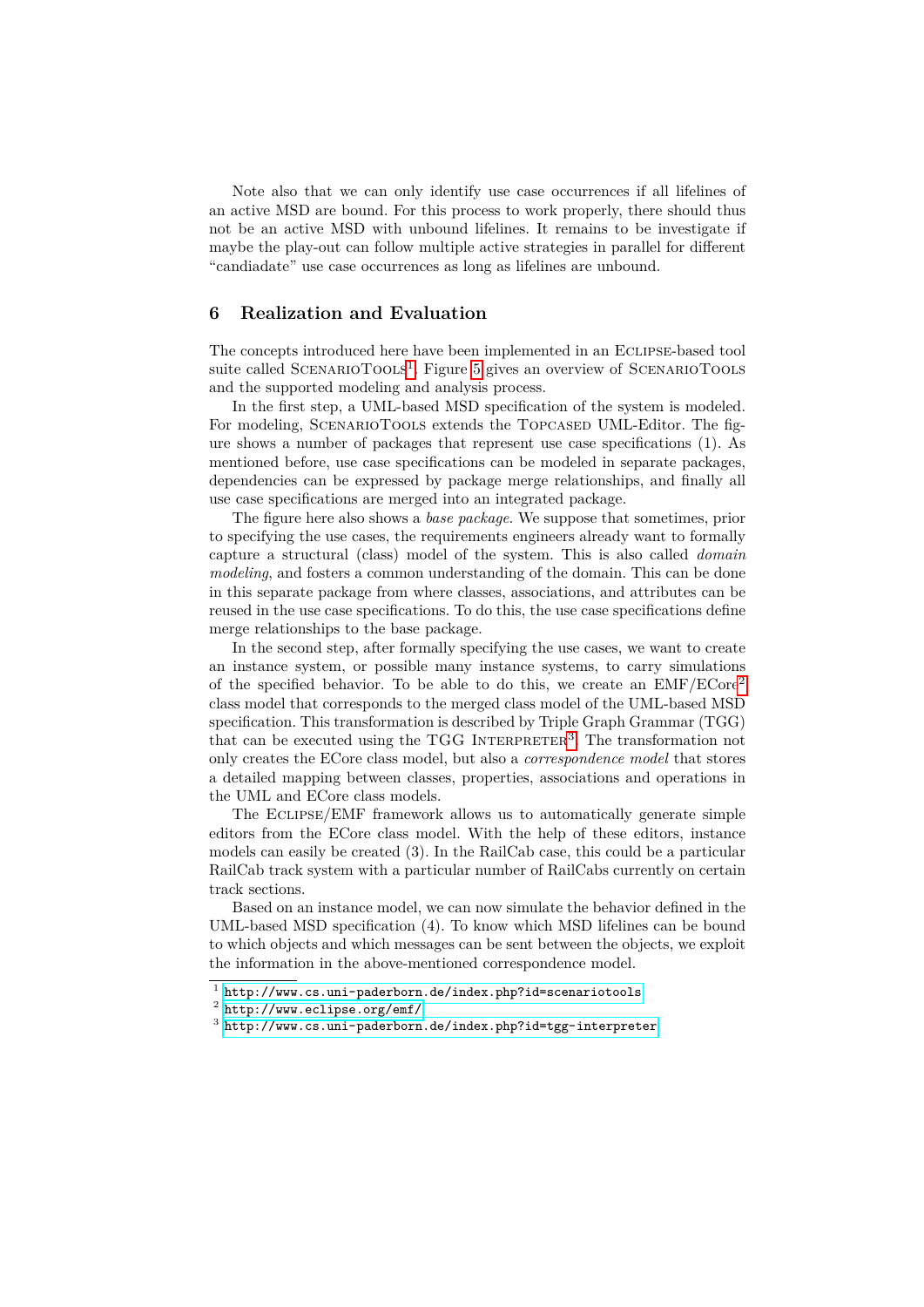Note also that we can only identify use case occurrences if all lifelines of an active MSD are bound. For this process to work properly, there should thus not be an active MSD with unbound lifelines. It remains to be investigate if maybe the play-out can follow multiple active strategies in parallel for different "candiadate" use case occurrences as long as lifelines are unbound.

## 6 Realization and Evaluation

The concepts introduced here have been implemented in an Eclipse-based tool suite called ScenarioTools[1]. Figure 5 gives an overview of ScenarioTools and the supported modeling and analysis process.

In the first step, a UML-based MSD specification of the system is modeled. For modeling, ScenarioTools extends the Topcased UML-Editor. The figure shows a number of packages that represent use case specifications (1). As mentioned before, use case specifications can be modeled in separate packages, dependencies can be expressed by package merge relationships, and finally all use case specifications are merged into an integrated package.

The figure here also shows a *base package*. We suppose that sometimes, prior to specifying the use cases, the requirements engineers already want to formally capture a structural (class) model of the system. This is also called *domain modeling*, and fosters a common understanding of the domain. This can be done in this separate package from where classes, associations, and attributes can be reused in the use case specifications. To do this, the use case specifications define merge relationships to the base package.

In the second step, after formally specifying the use cases, we want to create an instance system, or possible many instance systems, to carry simulations of the specified behavior. To be able to do this, we create an EMF/ECore[2] class model that corresponds to the merged class model of the UML-based MSD specification. This transformation is described by Triple Graph Grammar (TGG) that can be executed using the TGG Interpreter[3]. The transformation not only creates the ECore class model, but also a *correspondence model* that stores a detailed mapping between classes, properties, associations and operations in the UML and ECore class models.

The Eclipse/EMF framework allows us to automatically generate simple editors from the ECore class model. With the help of these editors, instance models can easily be created (3). In the RailCab case, this could be a particular RailCab track system with a particular number of RailCabs currently on certain track sections.

Based on an instance model, we can now simulate the behavior defined in the UML-based MSD specification (4). To know which MSD lifelines can be bound to which objects and which messages can be sent between the objects, we exploit the information in the above-mentioned correspondence model.

[1] http://www.cs.uni-paderborn.de/index.php?id=scenariotools
[2] http://www.eclipse.org/emf/
[3] http://www.cs.uni-paderborn.de/index.php?id=tgg-interpreter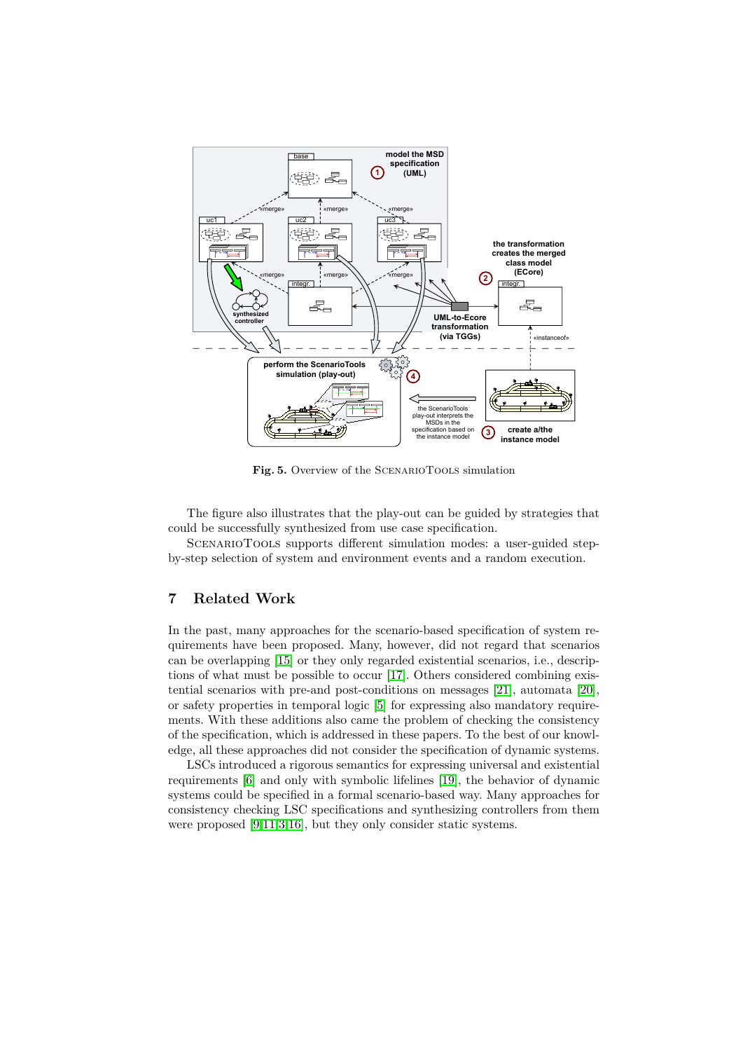**Fig. 5.** Overview of the ScenarioTools simulation

The figure also illustrates that the play-out can be guided by strategies that could be successfully synthesized from use case specification.

ScenarioTools supports different simulation modes: a user-guided step-by-step selection of system and environment events and a random execution.

## 7 Related Work

In the past, many approaches for the scenario-based specification of system requirements have been proposed. Many, however, did not regard that scenarios can be overlapping [15] or they only regarded existential scenarios, i.e., descriptions of what must be possible to occur [17]. Others considered combining existential scenarios with pre-and post-conditions on messages [21], automata [20], or safety properties in temporal logic [5] for expressing also mandatory requirements. With these additions also came the problem of checking the consistency of the specification, which is addressed in these papers. To the best of our knowledge, all these approaches did not consider the specification of dynamic systems.

LSCs introduced a rigorous semantics for expressing universal and existential requirements [6] and only with symbolic lifelines [19], the behavior of dynamic systems could be specified in a formal scenario-based way. Many approaches for consistency checking LSC specifications and synthesizing controllers from them were proposed [9,11,3,16], but they only consider static systems.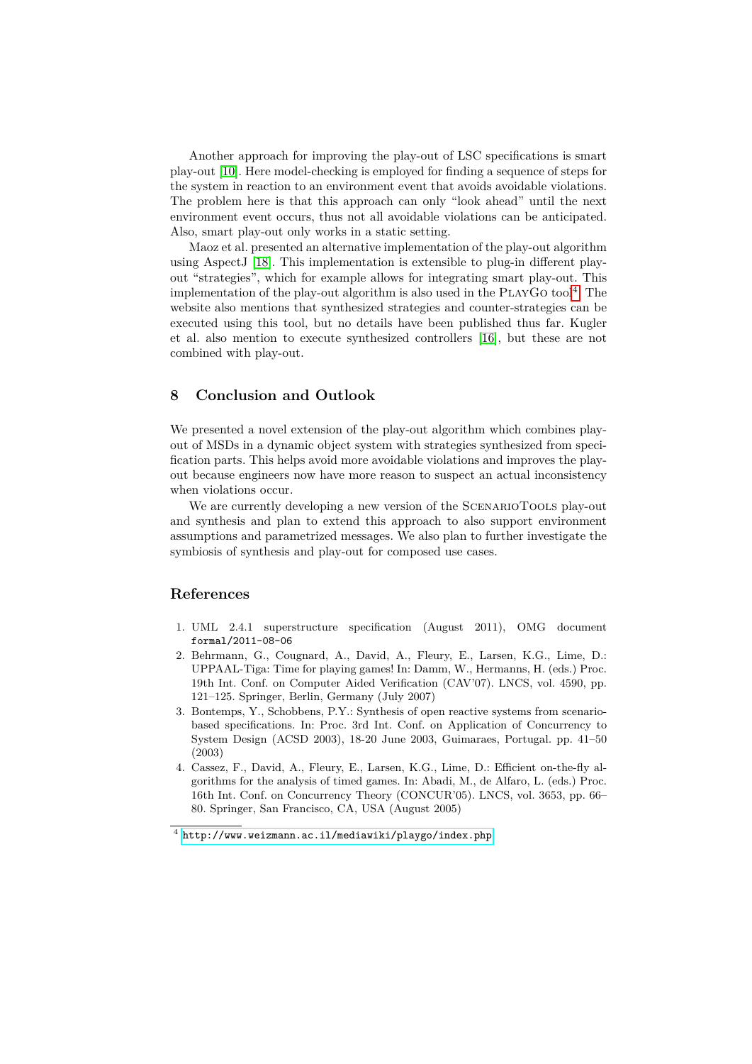Another approach for improving the play-out of LSC specifications is smart play-out [10]. Here model-checking is employed for finding a sequence of steps for the system in reaction to an environment event that avoids avoidable violations. The problem here is that this approach can only "look ahead" until the next environment event occurs, thus not all avoidable violations can be anticipated. Also, smart play-out only works in a static setting.

Maoz et al. presented an alternative implementation of the play-out algorithm using AspectJ [18]. This implementation is extensible to plug-in different play-out "strategies", which for example allows for integrating smart play-out. This implementation of the play-out algorithm is also used in the PlayGo tool[4]. The website also mentions that synthesized strategies and counter-strategies can be executed using this tool, but no details have been published thus far. Kugler et al. also mention to execute synthesized controllers [16], but these are not combined with play-out.

## 8 Conclusion and Outlook

We presented a novel extension of the play-out algorithm which combines play-out of MSDs in a dynamic object system with strategies synthesized from specification parts. This helps avoid more avoidable violations and improves the play-out because engineers now have more reason to suspect an actual inconsistency when violations occur.

We are currently developing a new version of the ScenarioTools play-out and synthesis and plan to extend this approach to also support environment assumptions and parametrized messages. We also plan to further investigate the symbiosis of synthesis and play-out for composed use cases.

## References

1. UML 2.4.1 superstructure specification (August 2011), OMG document `formal/2011-08-06`
2. Behrmann, G., Cougnard, A., David, A., Fleury, E., Larsen, K.G., Lime, D.: UPPAAL-Tiga: Time for playing games! In: Damm, W., Hermanns, H. (eds.) Proc. 19th Int. Conf. on Computer Aided Verification (CAV'07). LNCS, vol. 4590, pp. 121–125. Springer, Berlin, Germany (July 2007)
3. Bontemps, Y., Schobbens, P.Y.: Synthesis of open reactive systems from scenario-based specifications. In: Proc. 3rd Int. Conf. on Application of Concurrency to System Design (ACSD 2003), 18-20 June 2003, Guimaraes, Portugal. pp. 41–50 (2003)
4. Cassez, F., David, A., Fleury, E., Larsen, K.G., Lime, D.: Efficient on-the-fly algorithms for the analysis of timed games. In: Abadi, M., de Alfaro, L. (eds.) Proc. 16th Int. Conf. on Concurrency Theory (CONCUR'05). LNCS, vol. 3653, pp. 66–80. Springer, San Francisco, CA, USA (August 2005)

[4] `http://www.weizmann.ac.il/mediawiki/playgo/index.php`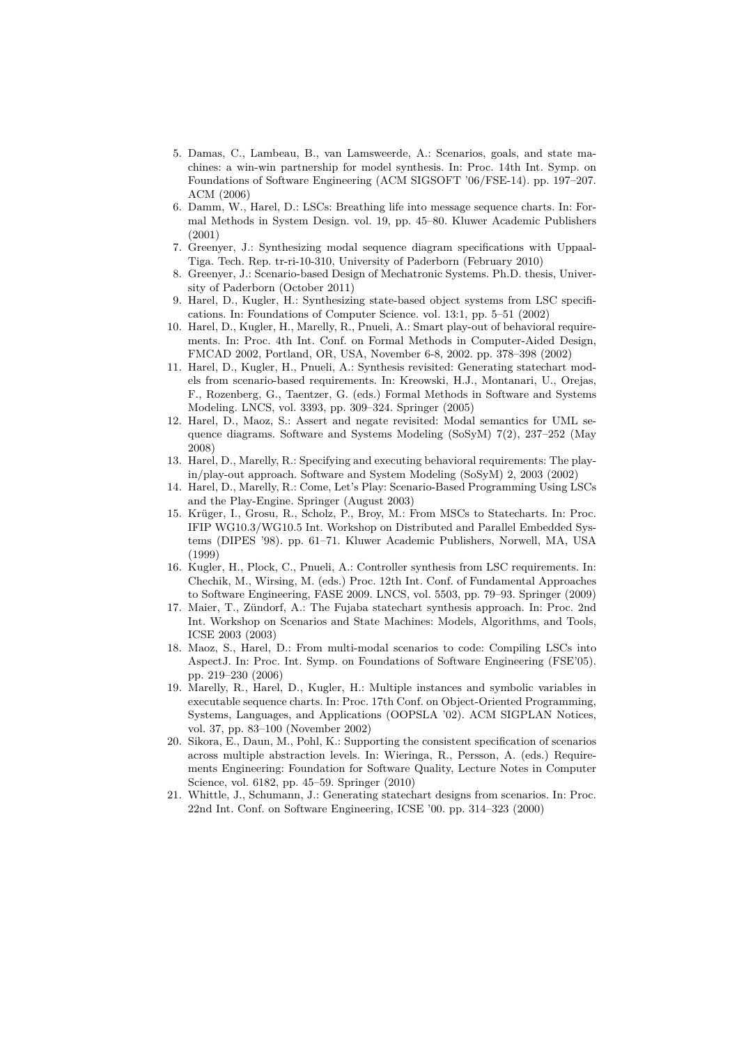5. Damas, C., Lambeau, B., van Lamsweerde, A.: Scenarios, goals, and state machines: a win-win partnership for model synthesis. In: Proc. 14th Int. Symp. on Foundations of Software Engineering (ACM SIGSOFT '06/FSE-14). pp. 197–207. ACM (2006)
6. Damm, W., Harel, D.: LSCs: Breathing life into message sequence charts. In: Formal Methods in System Design. vol. 19, pp. 45–80. Kluwer Academic Publishers (2001)
7. Greenyer, J.: Synthesizing modal sequence diagram specifications with Uppaal-Tiga. Tech. Rep. tr-ri-10-310, University of Paderborn (February 2010)
8. Greenyer, J.: Scenario-based Design of Mechatronic Systems. Ph.D. thesis, University of Paderborn (October 2011)
9. Harel, D., Kugler, H.: Synthesizing state-based object systems from LSC specifications. In: Foundations of Computer Science. vol. 13:1, pp. 5–51 (2002)
10. Harel, D., Kugler, H., Marelly, R., Pnueli, A.: Smart play-out of behavioral requirements. In: Proc. 4th Int. Conf. on Formal Methods in Computer-Aided Design, FMCAD 2002, Portland, OR, USA, November 6-8, 2002. pp. 378–398 (2002)
11. Harel, D., Kugler, H., Pnueli, A.: Synthesis revisited: Generating statechart models from scenario-based requirements. In: Kreowski, H.J., Montanari, U., Orejas, F., Rozenberg, G., Taentzer, G. (eds.) Formal Methods in Software and Systems Modeling. LNCS, vol. 3393, pp. 309–324. Springer (2005)
12. Harel, D., Maoz, S.: Assert and negate revisited: Modal semantics for UML sequence diagrams. Software and Systems Modeling (SoSyM) 7(2), 237–252 (May 2008)
13. Harel, D., Marelly, R.: Specifying and executing behavioral requirements: The play-in/play-out approach. Software and System Modeling (SoSyM) 2, 2003 (2002)
14. Harel, D., Marelly, R.: Come, Let's Play: Scenario-Based Programming Using LSCs and the Play-Engine. Springer (August 2003)
15. Krüger, I., Grosu, R., Scholz, P., Broy, M.: From MSCs to Statecharts. In: Proc. IFIP WG10.3/WG10.5 Int. Workshop on Distributed and Parallel Embedded Systems (DIPES '98). pp. 61–71. Kluwer Academic Publishers, Norwell, MA, USA (1999)
16. Kugler, H., Plock, C., Pnueli, A.: Controller synthesis from LSC requirements. In: Chechik, M., Wirsing, M. (eds.) Proc. 12th Int. Conf. of Fundamental Approaches to Software Engineering, FASE 2009. LNCS, vol. 5503, pp. 79–93. Springer (2009)
17. Maier, T., Zündorf, A.: The Fujaba statechart synthesis approach. In: Proc. 2nd Int. Workshop on Scenarios and State Machines: Models, Algorithms, and Tools, ICSE 2003 (2003)
18. Maoz, S., Harel, D.: From multi-modal scenarios to code: Compiling LSCs into AspectJ. In: Proc. Int. Symp. on Foundations of Software Engineering (FSE'05). pp. 219–230 (2006)
19. Marelly, R., Harel, D., Kugler, H.: Multiple instances and symbolic variables in executable sequence charts. In: Proc. 17th Conf. on Object-Oriented Programming, Systems, Languages, and Applications (OOPSLA '02). ACM SIGPLAN Notices, vol. 37, pp. 83–100 (November 2002)
20. Sikora, E., Daun, M., Pohl, K.: Supporting the consistent specification of scenarios across multiple abstraction levels. In: Wieringa, R., Persson, A. (eds.) Requirements Engineering: Foundation for Software Quality, Lecture Notes in Computer Science, vol. 6182, pp. 45–59. Springer (2010)
21. Whittle, J., Schumann, J.: Generating statechart designs from scenarios. In: Proc. 22nd Int. Conf. on Software Engineering, ICSE '00. pp. 314–323 (2000)